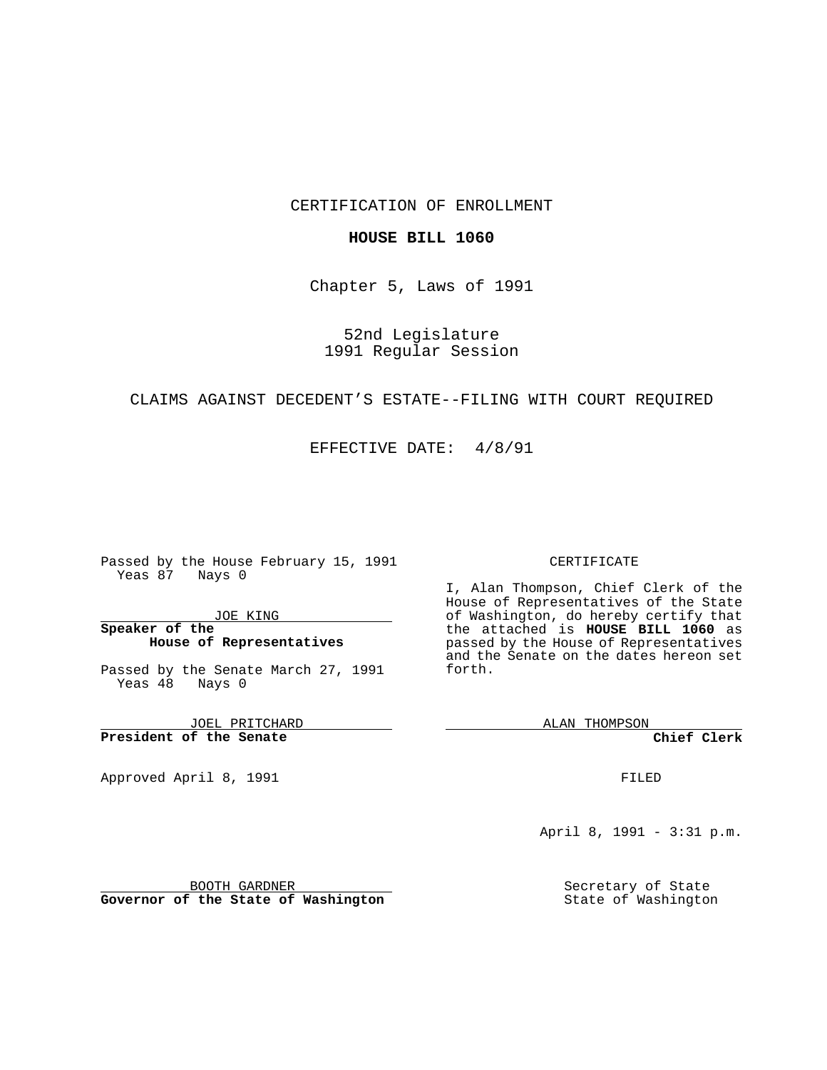CERTIFICATION OF ENROLLMENT

**HOUSE BILL 1060**

Chapter 5, Laws of 1991

52nd Legislature
1991 Regular Session

CLAIMS AGAINST DECEDENT'S ESTATE--FILING WITH COURT REQUIRED

EFFECTIVE DATE: 4/8/91

Passed by the House February 15, 1991
Yeas 87 Nays 0

JOE KING
**Speaker of the House of Representatives**

Passed by the Senate March 27, 1991
Yeas 48 Nays 0

JOEL PRITCHARD
**President of the Senate**

Approved April 8, 1991

BOOTH GARDNER
**Governor of the State of Washington**

CERTIFICATE

I, Alan Thompson, Chief Clerk of the House of Representatives of the State of Washington, do hereby certify that the attached is **HOUSE BILL 1060** as passed by the House of Representatives and the Senate on the dates hereon set forth.

ALAN THOMPSON
**Chief Clerk**

FILED

April 8, 1991 - 3:31 p.m.

Secretary of State
State of Washington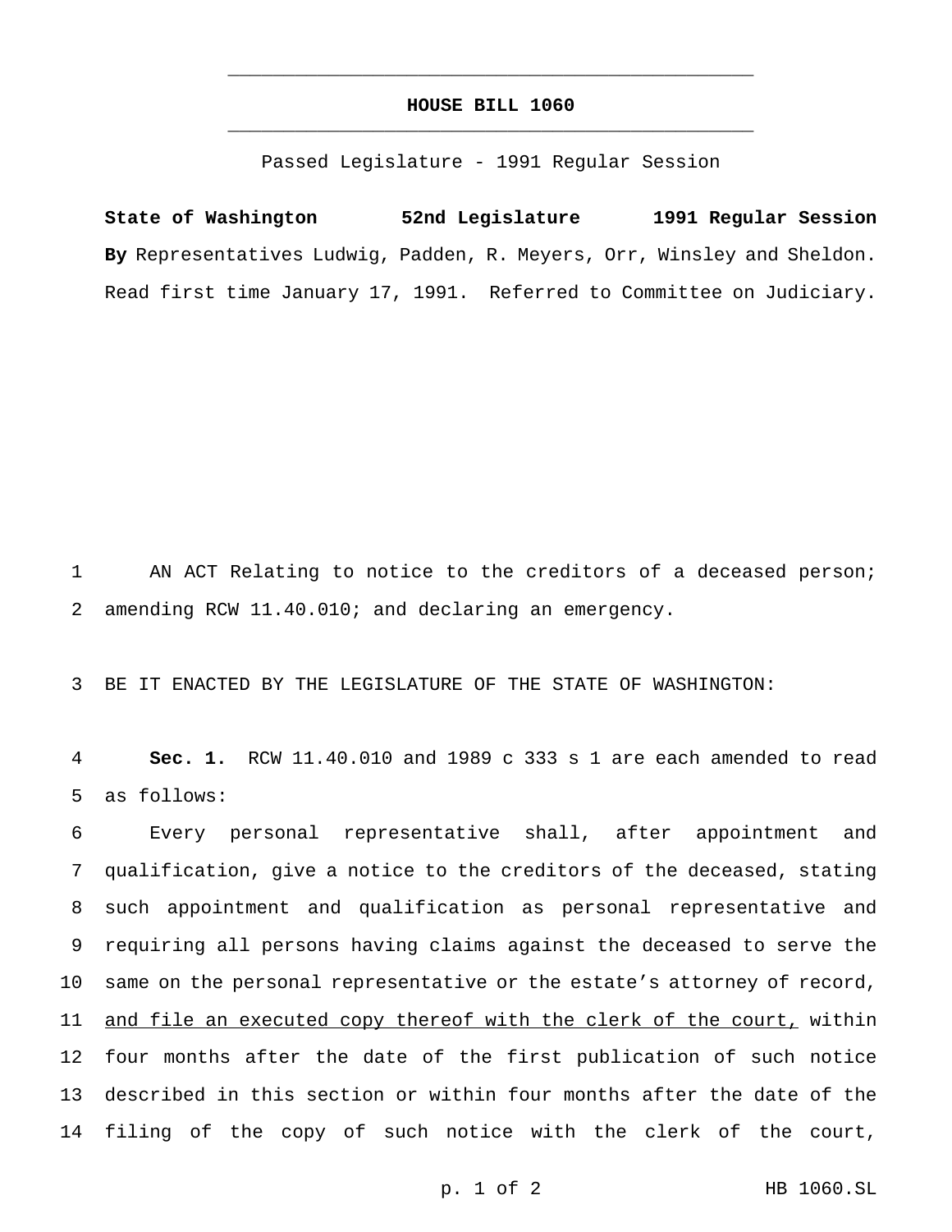# HOUSE BILL 1060

Passed Legislature - 1991 Regular Session

**State of Washington 52nd Legislature 1991 Regular Session**

**By** Representatives Ludwig, Padden, R. Meyers, Orr, Winsley and Sheldon.

Read first time January 17, 1991. Referred to Committee on Judiciary.

AN ACT Relating to notice to the creditors of a deceased person; amending RCW 11.40.010; and declaring an emergency.

BE IT ENACTED BY THE LEGISLATURE OF THE STATE OF WASHINGTON:

**Sec. 1.** RCW 11.40.010 and 1989 c 333 s 1 are each amended to read as follows:

Every personal representative shall, after appointment and qualification, give a notice to the creditors of the deceased, stating such appointment and qualification as personal representative and requiring all persons having claims against the deceased to serve the same on the personal representative or the estate's attorney of record, <u>and file an executed copy thereof with the clerk of the court,</u> within four months after the date of the first publication of such notice described in this section or within four months after the date of the filing of the copy of such notice with the clerk of the court,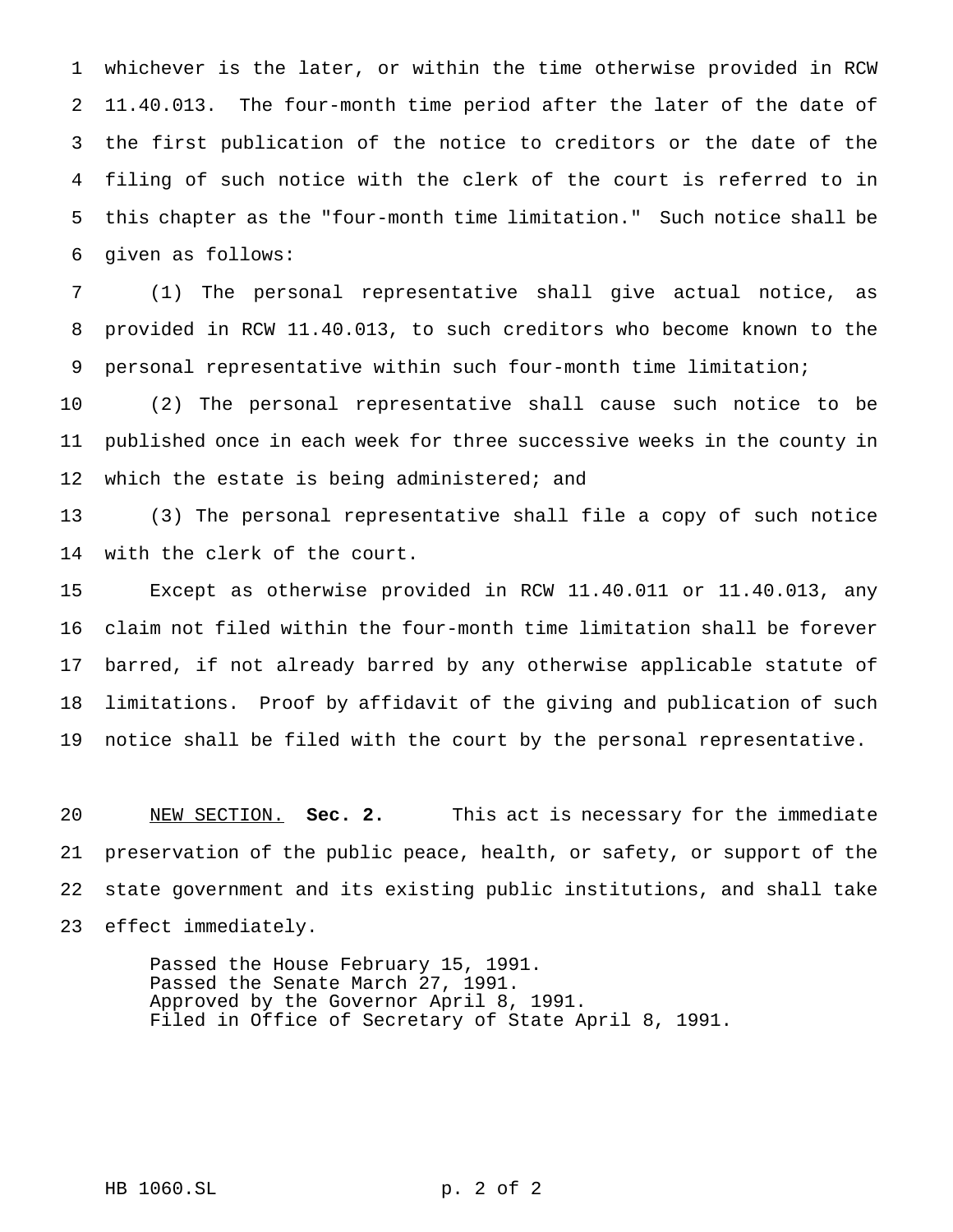whichever is the later, or within the time otherwise provided in RCW 11.40.013. The four-month time period after the later of the date of the first publication of the notice to creditors or the date of the filing of such notice with the clerk of the court is referred to in this chapter as the "four-month time limitation." Such notice shall be given as follows:

(1) The personal representative shall give actual notice, as provided in RCW 11.40.013, to such creditors who become known to the personal representative within such four-month time limitation;

(2) The personal representative shall cause such notice to be published once in each week for three successive weeks in the county in which the estate is being administered; and

(3) The personal representative shall file a copy of such notice with the clerk of the court.

Except as otherwise provided in RCW 11.40.011 or 11.40.013, any claim not filed within the four-month time limitation shall be forever barred, if not already barred by any otherwise applicable statute of limitations. Proof by affidavit of the giving and publication of such notice shall be filed with the court by the personal representative.

NEW SECTION. **Sec. 2.** This act is necessary for the immediate preservation of the public peace, health, or safety, or support of the state government and its existing public institutions, and shall take effect immediately.

Passed the House February 15, 1991.
Passed the Senate March 27, 1991.
Approved by the Governor April 8, 1991.
Filed in Office of Secretary of State April 8, 1991.